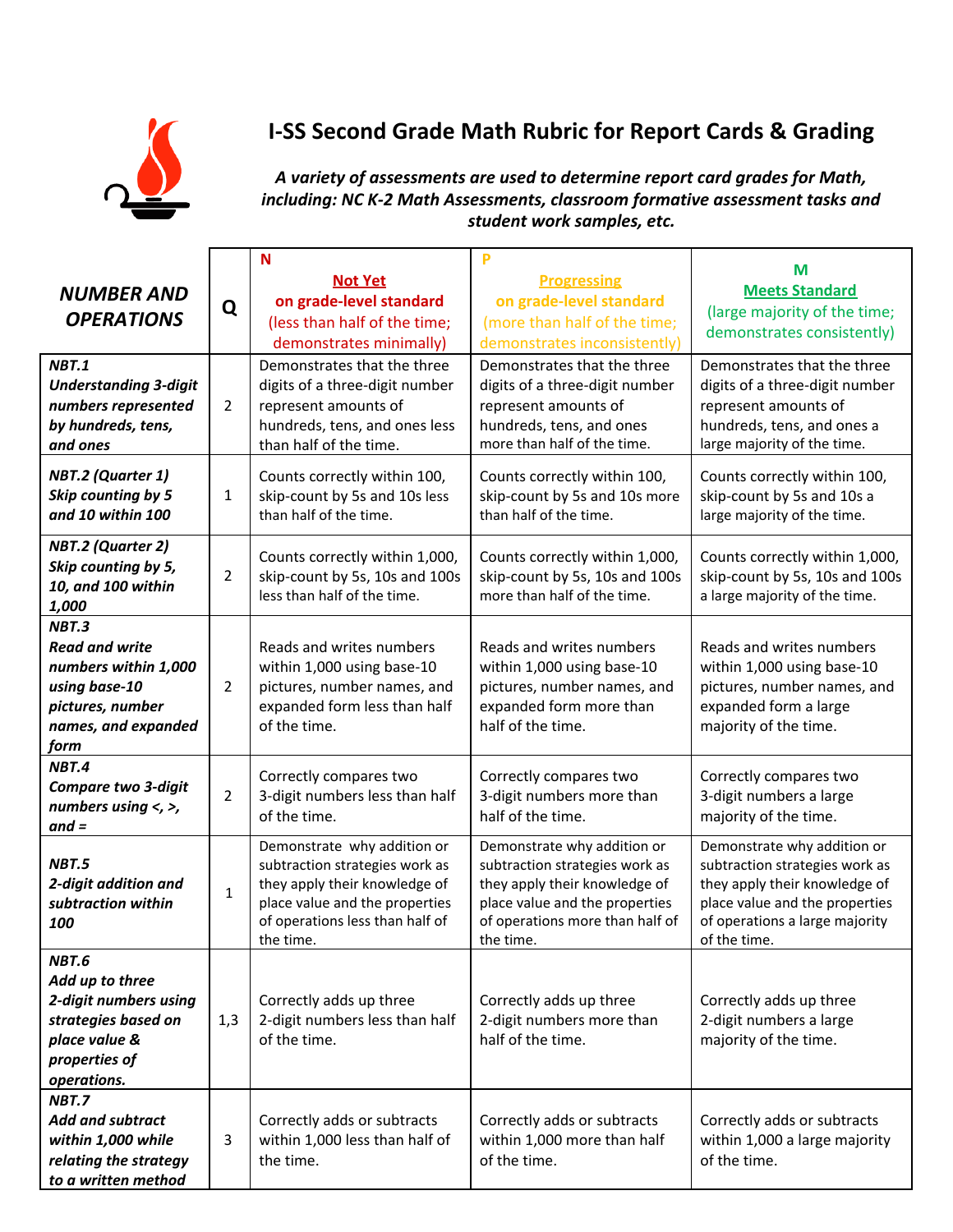# I-SS Second Grade Math Rubric for Report Cards & Grading

***A variety of assessments are used to determine report card grades for Math, including: NC K-2 Math Assessments, classroom formative assessment tasks and student work samples, etc.***

| ***NUMBER AND OPERATIONS*** | **Q** | **N** **Not Yet on grade-level standard** (less than half of the time; demonstrates minimally) | **P** **Progressing on grade-level standard** (more than half of the time; demonstrates inconsistently) | **M** **Meets Standard** (large majority of the time; demonstrates consistently) |
|---|---|---|---|---|
| ***NBT.1 Understanding 3-digit numbers represented by hundreds, tens, and ones*** | 2 | Demonstrates that the three digits of a three-digit number represent amounts of hundreds, tens, and ones less than half of the time. | Demonstrates that the three digits of a three-digit number represent amounts of hundreds, tens, and ones more than half of the time. | Demonstrates that the three digits of a three-digit number represent amounts of hundreds, tens, and ones a large majority of the time. |
| ***NBT.2 (Quarter 1) Skip counting by 5 and 10 within 100*** | 1 | Counts correctly within 100, skip-count by 5s and 10s less than half of the time. | Counts correctly within 100, skip-count by 5s and 10s more than half of the time. | Counts correctly within 100, skip-count by 5s and 10s a large majority of the time. |
| ***NBT.2 (Quarter 2) Skip counting by 5, 10, and 100 within 1,000*** | 2 | Counts correctly within 1,000, skip-count by 5s, 10s and 100s less than half of the time. | Counts correctly within 1,000, skip-count by 5s, 10s and 100s more than half of the time. | Counts correctly within 1,000, skip-count by 5s, 10s and 100s a large majority of the time. |
| ***NBT.3 Read and write numbers within 1,000 using base-10 pictures, number names, and expanded form*** | 2 | Reads and writes numbers within 1,000 using base-10 pictures, number names, and expanded form less than half of the time. | Reads and writes numbers within 1,000 using base-10 pictures, number names, and expanded form more than half of the time. | Reads and writes numbers within 1,000 using base-10 pictures, number names, and expanded form a large majority of the time. |
| ***NBT.4 Compare two 3-digit numbers using <, >, and =*** | 2 | Correctly compares two 3-digit numbers less than half of the time. | Correctly compares two 3-digit numbers more than half of the time. | Correctly compares two 3-digit numbers a large majority of the time. |
| ***NBT.5 2-digit addition and subtraction within 100*** | 1 | Demonstrate why addition or subtraction strategies work as they apply their knowledge of place value and the properties of operations less than half of the time. | Demonstrate why addition or subtraction strategies work as they apply their knowledge of place value and the properties of operations more than half of the time. | Demonstrate why addition or subtraction strategies work as they apply their knowledge of place value and the properties of operations a large majority of the time. |
| ***NBT.6 Add up to three 2-digit numbers using strategies based on place value & properties of operations.*** | 1,3 | Correctly adds up three 2-digit numbers less than half of the time. | Correctly adds up three 2-digit numbers more than half of the time. | Correctly adds up three 2-digit numbers a large majority of the time. |
| ***NBT.7 Add and subtract within 1,000 while relating the strategy to a written method*** | 3 | Correctly adds or subtracts within 1,000 less than half of the time. | Correctly adds or subtracts within 1,000 more than half of the time. | Correctly adds or subtracts within 1,000 a large majority of the time. |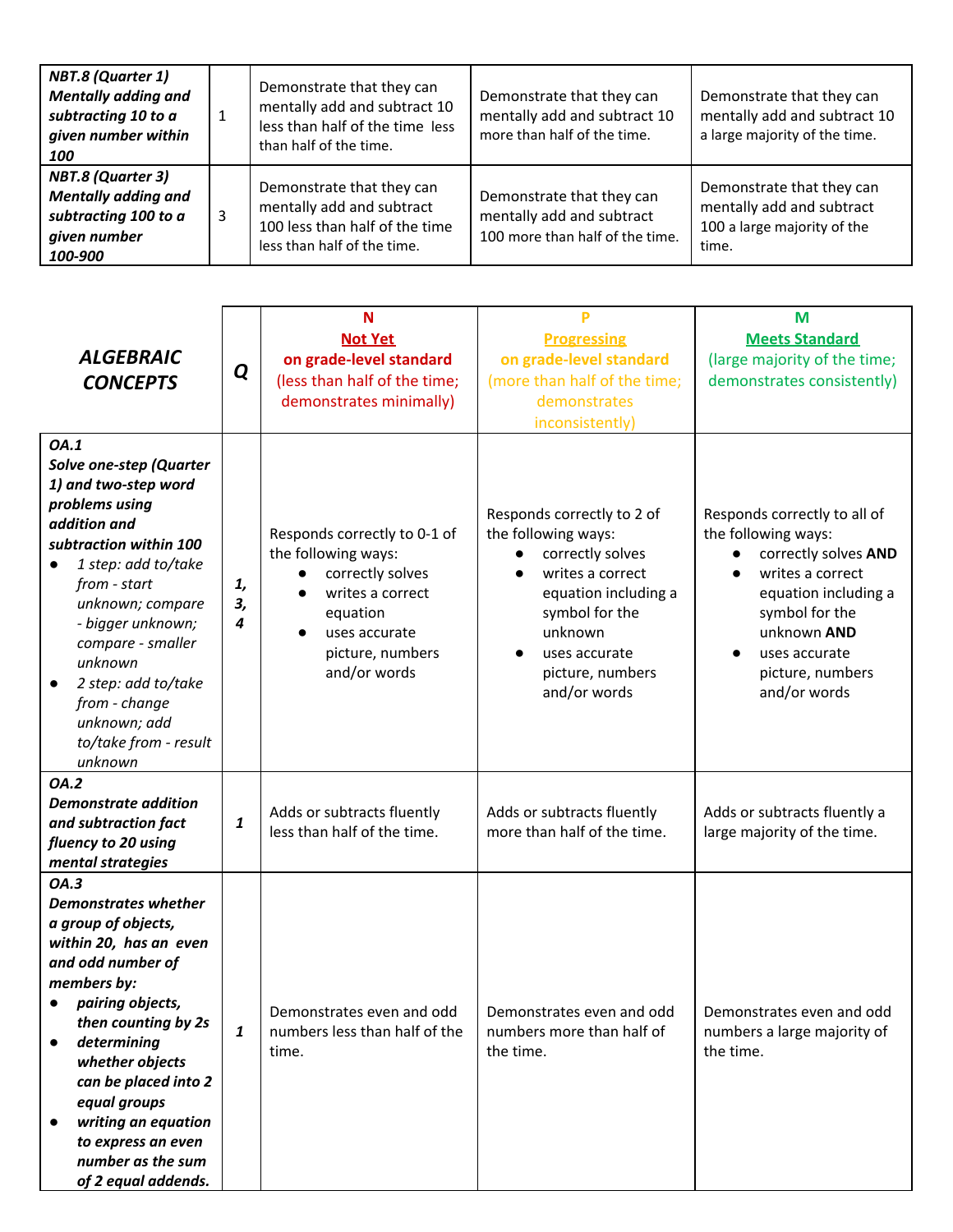| | | | | |
|---|---|---|---|---|
| ***NBT.8 (Quarter 1) Mentally adding and subtracting 10 to a given number within 100*** | 1 | Demonstrate that they can mentally add and subtract 10 less than half of the time less than half of the time. | Demonstrate that they can mentally add and subtract 10 more than half of the time. | Demonstrate that they can mentally add and subtract 10 a large majority of the time. |
| ***NBT.8 (Quarter 3) Mentally adding and subtracting 100 to a given number 100-900*** | 3 | Demonstrate that they can mentally add and subtract 100 less than half of the time less than half of the time. | Demonstrate that they can mentally add and subtract 100 more than half of the time. | Demonstrate that they can mentally add and subtract 100 a large majority of the time. |

| ***ALGEBRAIC CONCEPTS*** | ***Q*** | **N** **Not Yet** **on grade-level standard** (less than half of the time; demonstrates minimally) | **P** **Progressing** **on grade-level standard** (more than half of the time; demonstrates inconsistently) | **M** **Meets Standard** (large majority of the time; demonstrates consistently) |
|---|---|---|---|---|
| ***OA.1 Solve one-step (Quarter 1) and two-step word problems using addition and subtraction within 100*** <br>• *1 step: add to/take from - start unknown; compare - bigger unknown; compare - smaller unknown* <br>• *2 step: add to/take from - change unknown; add to/take from - result unknown* | ***1, 3, 4*** | Responds correctly to 0-1 of the following ways: <br>• correctly solves <br>• writes a correct equation <br>• uses accurate picture, numbers and/or words | Responds correctly to 2 of the following ways: <br>• correctly solves <br>• writes a correct equation including a symbol for the unknown <br>• uses accurate picture, numbers and/or words | Responds correctly to all of the following ways: <br>• correctly solves **AND** <br>• writes a correct equation including a symbol for the unknown **AND** <br>• uses accurate picture, numbers and/or words |
| ***OA.2 Demonstrate addition and subtraction fact fluency to 20 using mental strategies*** | ***1*** | Adds or subtracts fluently less than half of the time. | Adds or subtracts fluently more than half of the time. | Adds or subtracts fluently a large majority of the time. |
| ***OA.3 Demonstrates whether a group of objects, within 20, has an even and odd number of members by:*** <br>• ***pairing objects, then counting by 2s*** <br>• ***determining whether objects can be placed into 2 equal groups*** <br>• ***writing an equation to express an even number as the sum of 2 equal addends.*** | ***1*** | Demonstrates even and odd numbers less than half of the time. | Demonstrates even and odd numbers more than half of the time. | Demonstrates even and odd numbers a large majority of the time. |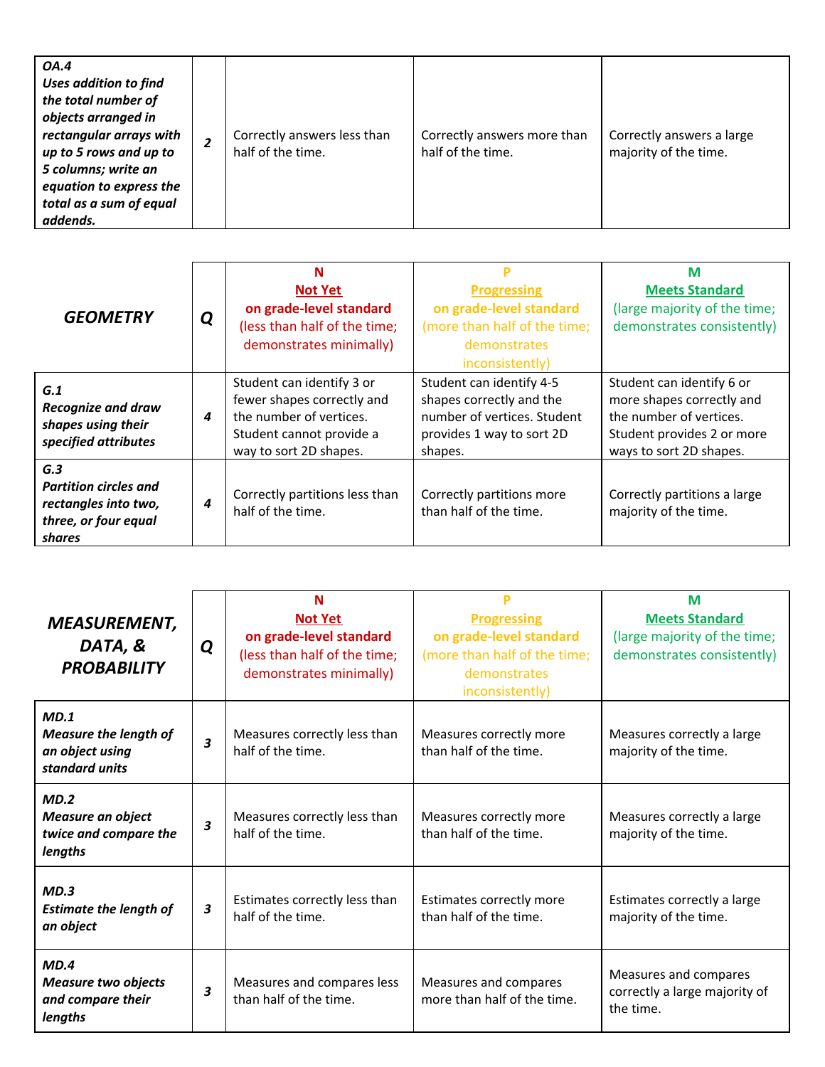| ***OA.4 Uses addition to find the total number of objects arranged in rectangular arrays with up to 5 rows and up to 5 columns; write an equation to express the total as a sum of equal addends.*** | ***2*** | Correctly answers less than half of the time. | Correctly answers more than half of the time. | Correctly answers a large majority of the time. |
|---|---|---|---|---|

| ***GEOMETRY*** | ***Q*** | **N** **Not Yet** **on grade-level standard** (less than half of the time; demonstrates minimally) | **P** **Progressing** **on grade-level standard** (more than half of the time; demonstrates inconsistently) | **M** **Meets Standard** (large majority of the time; demonstrates consistently) |
|---|---|---|---|---|
| ***G.1 Recognize and draw shapes using their specified attributes*** | ***4*** | Student can identify 3 or fewer shapes correctly and the number of vertices. Student cannot provide a way to sort 2D shapes. | Student can identify 4-5 shapes correctly and the number of vertices. Student provides 1 way to sort 2D shapes. | Student can identify 6 or more shapes correctly and the number of vertices. Student provides 2 or more ways to sort 2D shapes. |
| ***G.3 Partition circles and rectangles into two, three, or four equal shares*** | ***4*** | Correctly partitions less than half of the time. | Correctly partitions more than half of the time. | Correctly partitions a large majority of the time. |

| ***MEASUREMENT, DATA, & PROBABILITY*** | ***Q*** | **N** **Not Yet** **on grade-level standard** (less than half of the time; demonstrates minimally) | **P** **Progressing** **on grade-level standard** (more than half of the time; demonstrates inconsistently) | **M** **Meets Standard** (large majority of the time; demonstrates consistently) |
|---|---|---|---|---|
| ***MD.1 Measure the length of an object using standard units*** | ***3*** | Measures correctly less than half of the time. | Measures correctly more than half of the time. | Measures correctly a large majority of the time. |
| ***MD.2 Measure an object twice and compare the lengths*** | ***3*** | Measures correctly less than half of the time. | Measures correctly more than half of the time. | Measures correctly a large majority of the time. |
| ***MD.3 Estimate the length of an object*** | ***3*** | Estimates correctly less than half of the time. | Estimates correctly more than half of the time. | Estimates correctly a large majority of the time. |
| ***MD.4 Measure two objects and compare their lengths*** | ***3*** | Measures and compares less than half of the time. | Measures and compares more than half of the time. | Measures and compares correctly a large majority of the time. |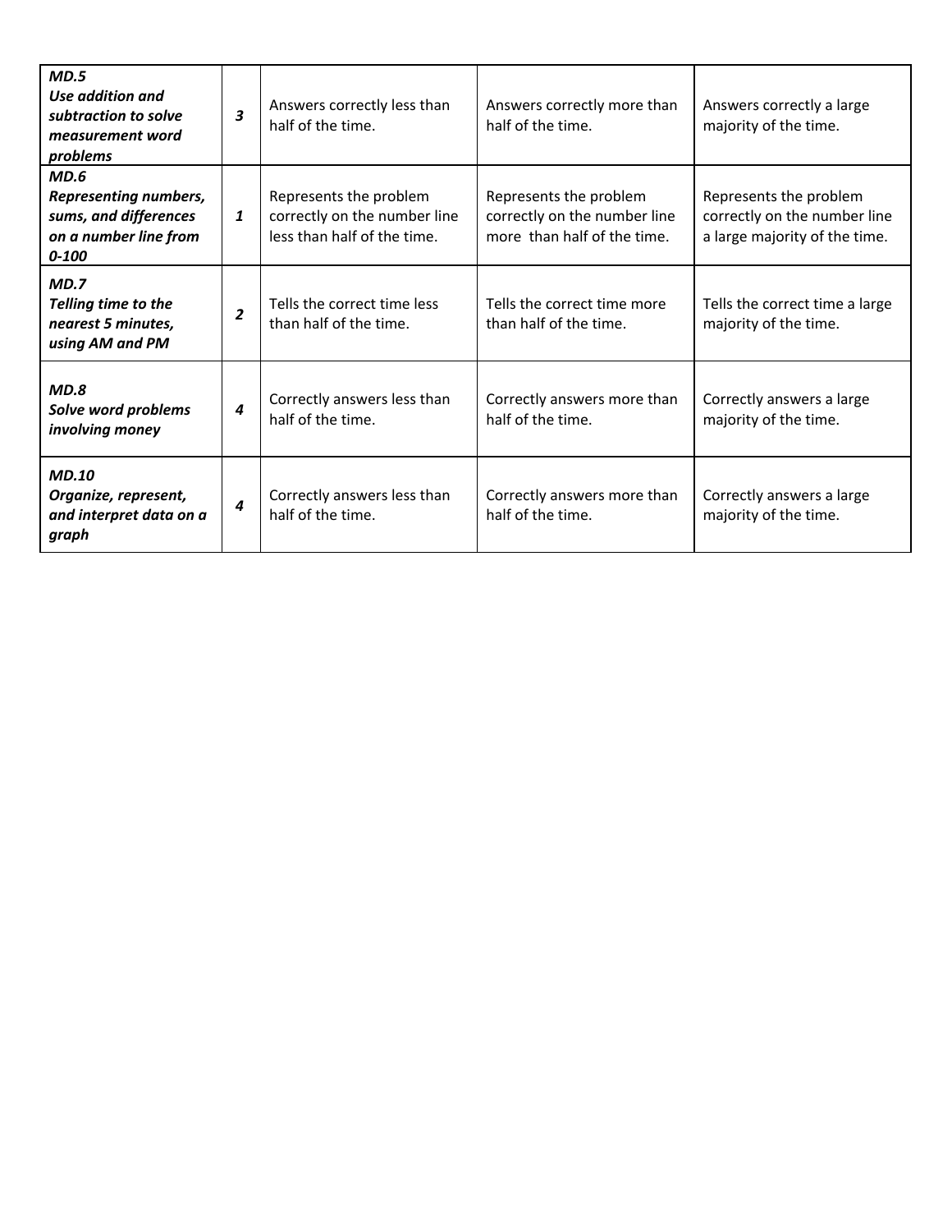| | | | | |
|---|---|---|---|---|
| ***MD.5 Use addition and subtraction to solve measurement word problems*** | ***3*** | Answers correctly less than half of the time. | Answers correctly more than half of the time. | Answers correctly a large majority of the time. |
| ***MD.6 Representing numbers, sums, and differences on a number line from 0-100*** | ***1*** | Represents the problem correctly on the number line less than half of the time. | Represents the problem correctly on the number line more than half of the time. | Represents the problem correctly on the number line a large majority of the time. |
| ***MD.7 Telling time to the nearest 5 minutes, using AM and PM*** | ***2*** | Tells the correct time less than half of the time. | Tells the correct time more than half of the time. | Tells the correct time a large majority of the time. |
| ***MD.8 Solve word problems involving money*** | ***4*** | Correctly answers less than half of the time. | Correctly answers more than half of the time. | Correctly answers a large majority of the time. |
| ***MD.10 Organize, represent, and interpret data on a graph*** | ***4*** | Correctly answers less than half of the time. | Correctly answers more than half of the time. | Correctly answers a large majority of the time. |